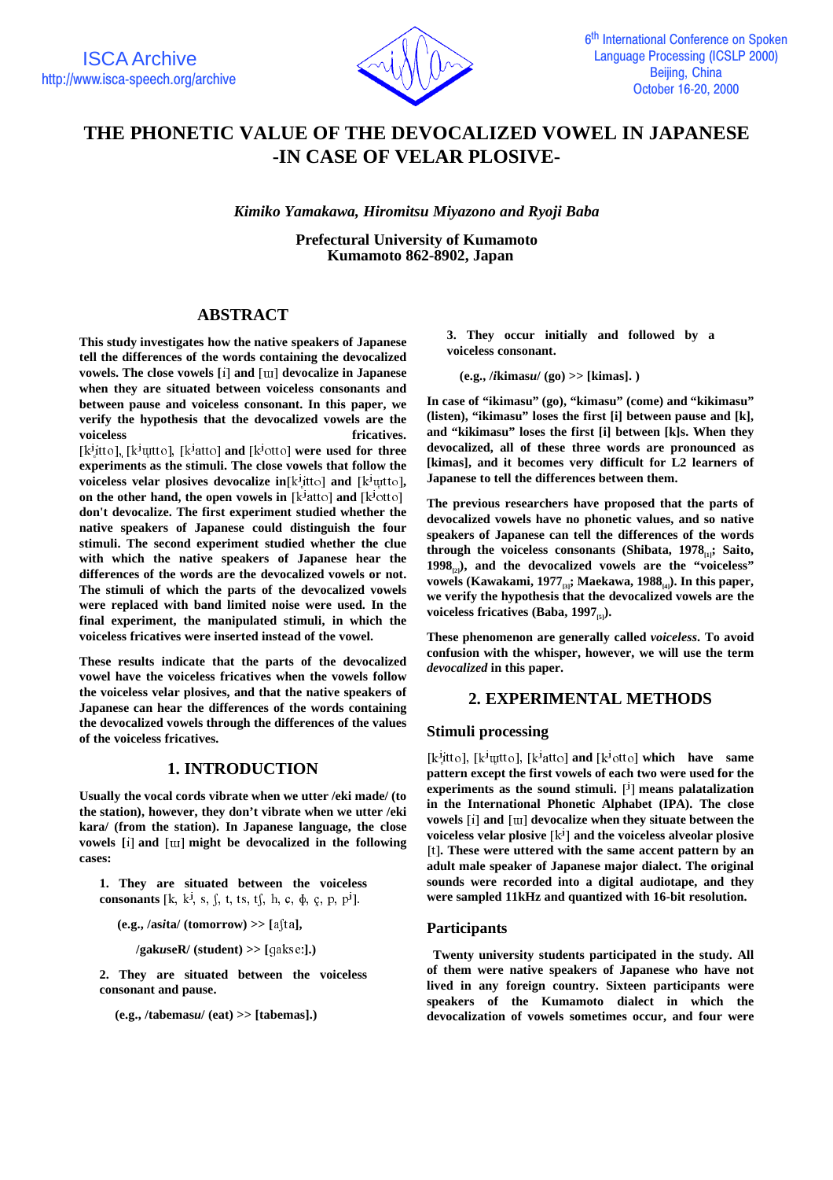# THE PHONETIC VALUE OF THE DEVOCALIZED VOWEL IN JAPANESE -IN CASE OF VELAR PLOSIVE-

*Kimiko Yamakawa, Hiromitsu Miyazono and Ryoji Baba*

**Prefectural University of Kumamoto**
**Kumamoto 862-8902, Japan**

## ABSTRACT

**This study investigates how the native speakers of Japanese tell the differences of the words containing the devocalized vowels. The close vowels [i] and [ɯ] devocalize in Japanese when they are situated between voiceless consonants and between pause and voiceless consonant. In this paper, we verify the hypothesis that the devocalized vowels are the voiceless fricatives. [kʲi̥tto], [kʲɯ̥tto], [kʲatto] and [kʲotto] were used for three experiments as the stimuli. The close vowels that follow the voiceless velar plosives devocalize in[kʲi̥tto] and [kʲɯ̥tto], on the other hand, the open vowels in [kʲatto] and [kʲotto] don't devocalize. The first experiment studied whether the native speakers of Japanese could distinguish the four stimuli. The second experiment studied whether the clue with which the native speakers of Japanese hear the differences of the words are the devocalized vowels or not. The stimuli of which the parts of the devocalized vowels were replaced with band limited noise were used. In the final experiment, the manipulated stimuli, in which the voiceless fricatives were inserted instead of the vowel.**

**These results indicate that the parts of the devocalized vowel have the voiceless fricatives when the vowels follow the voiceless velar plosives, and that the native speakers of Japanese can hear the differences of the words containing the devocalized vowels through the differences of the values of the voiceless fricatives.**

## 1. INTRODUCTION

**Usually the vocal cords vibrate when we utter /eki made/ (to the station), however, they don't vibrate when we utter /eki kara/ (from the station). In Japanese language, the close vowels [i] and [ɯ] might be devocalized in the following cases:**

1. **They are situated between the voiceless consonants [k, kʲ, s, ʃ, t, ts, tʃ, h, ɕ, ɸ, ç, p, pʲ].**

   **(e.g., /as*i*ta/ (tomorrow) >> [aʃta],**

   **/gak*u*seR/ (student) >> [ɡakseː].)**

2. **They are situated between the voiceless consonant and pause.**

   **(e.g., /tabemas*u*/ (eat) >> [tabemas].)**

3. **They occur initially and followed by a voiceless consonant.**

   **(e.g., /*i*kimasu/ (go) >> [kimas]. )**

**In case of "ikimasu" (go), "kimasu" (come) and "kikimasu" (listen), "ikimasu" loses the first [i] between pause and [k], and "kikimasu" loses the first [i] between [k]s. When they are devocalized, all of these three words are pronounced as [kimas], and it becomes very difficult for L2 learners of Japanese to tell the differences between them.**

**The previous researchers have proposed that the parts of devocalized vowels have no phonetic values, and so native speakers of Japanese can tell the differences of the words through the voiceless consonants (Shibata, 1978[1]; Saito, 1998[2]), and the devocalized vowels are the "voiceless" vowels (Kawakami, 1977[3]; Maekawa, 1988[4]). In this paper, we verify the hypothesis that the devocalized vowels are the voiceless fricatives (Baba, 1997[5]).**

**These phenomenon are generally called *voiceless*. To avoid confusion with the whisper, however, we will use the term *devocalized* in this paper.**

## 2. EXPERIMENTAL METHODS

### Stimuli processing

**[kʲi̥tto], [kʲɯ̥tto], [kʲatto] and [kʲotto] which have same pattern except the first vowels of each two were used for the experiments as the sound stimuli. [ʲ] means palatalization in the International Phonetic Alphabet (IPA). The close vowels [i] and [ɯ] devocalize when they situate between the voiceless velar plosive [kʲ] and the voiceless alveolar plosive [t]. These were uttered with the same accent pattern by an adult male speaker of Japanese major dialect. The original sounds were recorded into a digital audiotape, and they were sampled 11kHz and quantized with 16-bit resolution.**

### Participants

**Twenty university students participated in the study. All of them were native speakers of Japanese who have not lived in any foreign country. Sixteen participants were speakers of the Kumamoto dialect in which the devocalization of vowels sometimes occur, and four were**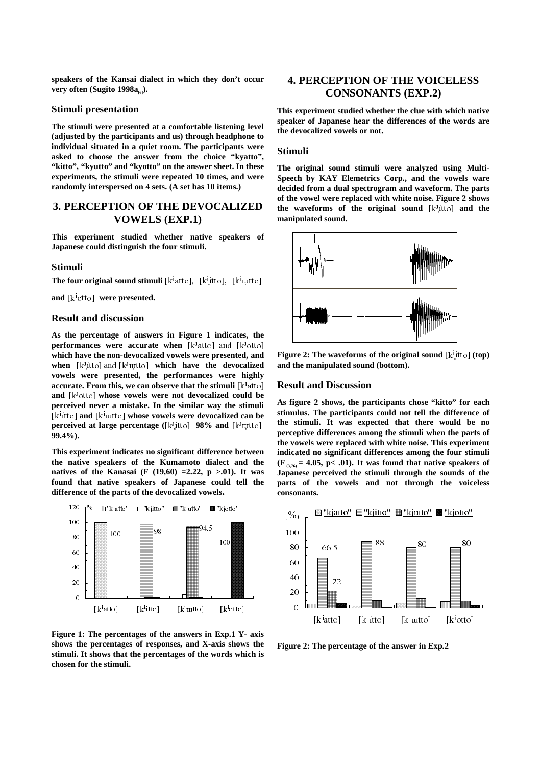speakers of the Kansai dialect in which they don't occur very often (Sugito 1998a[6]).

### Stimuli presentation

The stimuli were presented at a comfortable listening level (adjusted by the participants and us) through headphone to individual situated in a quiet room. The participants were asked to choose the answer from the choice "kyatto", "kitto", "kyutto" and "kyotto" on the answer sheet. In these experiments, the stimuli were repeated 10 times, and were randomly interspersed on 4 sets. (A set has 10 items.)

## 3. PERCEPTION OF THE DEVOCALIZED VOWELS (EXP.1)

This experiment studied whether native speakers of Japanese could distinguish the four stimuli.

### Stimuli

The four original sound stimuli [kʲatto], [kʲi̥tto], [kʲɯ̥tto] and [kʲotto] were presented.

### Result and discussion

As the percentage of answers in Figure 1 indicates, the performances were accurate when [kʲatto] and [kʲotto] which have the non-devocalized vowels were presented, and when [kʲi̥tto] and [kʲɯ̥tto] which have the devocalized vowels were presented, the performances were highly accurate. From this, we can observe that the stimuli [kʲatto] and [kʲotto] whose vowels were not devocalized could be perceived never a mistake. In the similar way the stimuli [kʲi̥tto] and [kʲɯ̥tto] whose vowels were devocalized can be perceived at large percentage ([kʲi̥tto] 98% and [kʲɯ̥tto] 99.4%).

This experiment indicates no significant difference between the native speakers of the Kumamoto dialect and the natives of the Kanasai ($F(19,60) = 2.22$, $p > .01$). It was found that native speakers of Japanese could tell the difference of the parts of the devocalized vowels.

Figure 1: The percentages of the answers in Exp.1 Y- axis shows the percentages of responses, and X-axis shows the stimuli. It shows that the percentages of the words which is chosen for the stimuli.

## 4. PERCEPTION OF THE VOICELESS CONSONANTS (EXP.2)

This experiment studied whether the clue with which native speaker of Japanese hear the differences of the words are the devocalized vowels or not.

### Stimuli

The original sound stimuli were analyzed using Multi-Speech by KAY Elemetrics Corp., and the vowels ware decided from a dual spectrogram and waveform. The parts of the vowel were replaced with white noise. Figure 2 shows the waveforms of the original sound [kʲi̥tto] and the manipulated sound.

Figure 2: The waveforms of the original sound [kʲi̥tto] (top) and the manipulated sound (bottom).

### Result and Discussion

As figure 2 shows, the participants chose "kitto" for each stimulus. The participants could not tell the difference of the stimuli. It was expected that there would be no perceptive differences among the stimuli when the parts of the vowels were replaced with white noise. This experiment indicated no significant differences among the four stimuli ($F_{(3,76)} = 4.05$, $p < .01$). It was found that native speakers of Japanese perceived the stimuli through the sounds of the parts of the vowels and not through the voiceless consonants.

Figure 2: The percentage of the answer in Exp.2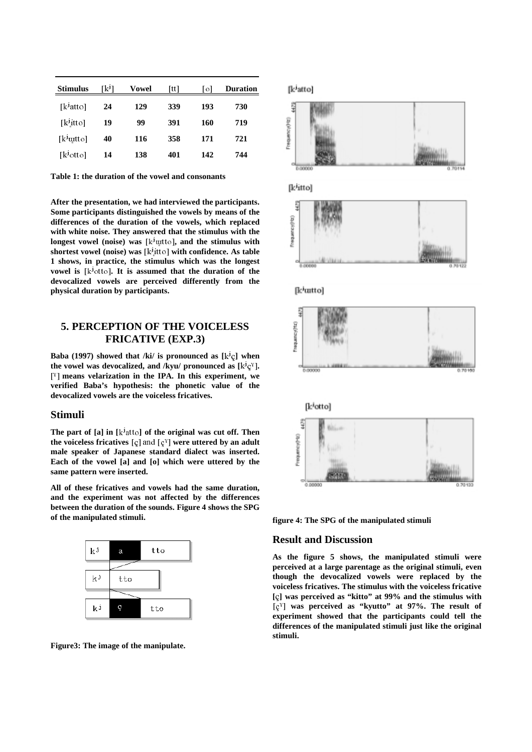| Stimulus | [kʲ] | Vowel | [tt] | [o] | Duration |
|---|---|---|---|---|---|
| [kʲatto] | 24 | 129 | 339 | 193 | 730 |
| [kʲi̥tto] | 19 | 99 | 391 | 160 | 719 |
| [kʲɯ̥tto] | 40 | 116 | 358 | 171 | 721 |
| [kʲotto] | 14 | 138 | 401 | 142 | 744 |

**Table 1: the duration of the vowel and consonants**

**After the presentation, we had interviewed the participants. Some participants distinguished the vowels by means of the differences of the duration of the vowels, which replaced with white noise. They answered that the stimulus with the longest vowel (noise) was [kʲɯ̥tto], and the stimulus with shortest vowel (noise) was [kʲi̥tto] with confidence. As table 1 shows, in practice, the stimulus which was the longest vowel is [kʲotto]. It is assumed that the duration of the devocalized vowels are perceived differently from the physical duration by participants.**

## 5. PERCEPTION OF THE VOICELESS FRICATIVE (EXP.3)

**Baba (1997) showed that /ki/ is pronounced as [kʲç] when the vowel was devocalized, and /kyu/ pronounced as [kʲçˠ]. [ˠ] means velarization in the IPA. In this experiment, we verified Baba's hypothesis: the phonetic value of the devocalized vowels are the voiceless fricatives.**

### Stimuli

**The part of [a] in [kʲatto] of the original was cut off. Then the voiceless fricatives [ç] and [çˠ] were uttered by an adult male speaker of Japanese standard dialect was inserted. Each of the vowel [a] and [o] which were uttered by the same pattern were inserted.**

**All of these fricatives and vowels had the same duration, and the experiment was not affected by the differences between the duration of the sounds. Figure 4 shows the SPG of the manipulated stimuli.**

**Figure3: The image of the manipulate.**

**figure 4: The SPG of the manipulated stimuli**

### Result and Discussion

**As the figure 5 shows, the manipulated stimuli were perceived at a large parentage as the original stimuli, even though the devocalized vowels were replaced by the voiceless fricatives. The stimulus with the voiceless fricative [ç] was perceived as "kitto" at 99% and the stimulus with [çˠ] was perceived as "kyutto" at 97%. The result of experiment showed that the participants could tell the differences of the manipulated stimuli just like the original stimuli.**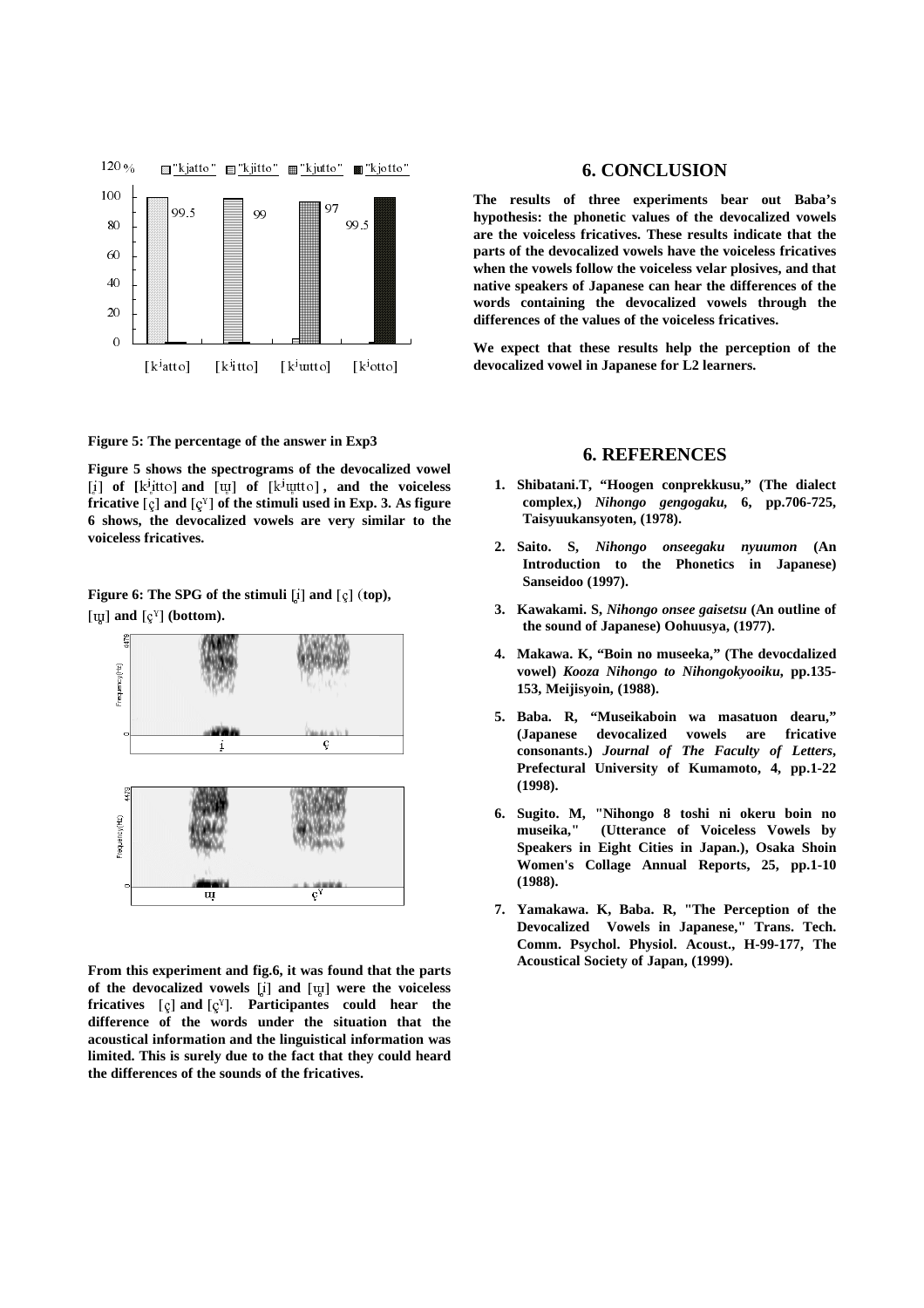120 %

"kjatto" "kjitto" "kjutto" "kjotto"

100
80
60
40
20
0

99.5 99 97 99.5

[kʲatto] [kʲitto] [kʲɯtto] [kʲotto]

**Figure 5: The percentage of the answer in Exp3**

**Figure 5 shows the spectrograms of the devocalized vowel [i̥] of [kʲi̥tto] and [ɯ̥] of [kʲɯ̥tto], and the voiceless fricative [ç] and [çˠ] of the stimuli used in Exp. 3. As figure 6 shows, the devocalized vowels are very similar to the voiceless fricatives.**

**Figure 6: The SPG of the stimuli [i̥] and [ç] (top), [ɯ̥] and [çˠ] (bottom).**

Frequency (Hz)
4479
0
i̥ ç

Frequency (Hz)
4479
0
ɯ̥ çˠ

**From this experiment and fig.6, it was found that the parts of the devocalized vowels [i̥] and [ɯ̥] were the voiceless fricatives [ç] and [çˠ]. Participantes could hear the difference of the words under the situation that the acoustical information and the linguistical information was limited. This is surely due to the fact that they could heard the differences of the sounds of the fricatives.**

## 6. CONCLUSION

**The results of three experiments bear out Baba's hypothesis: the phonetic values of the devocalized vowels are the voiceless fricatives. These results indicate that the parts of the devocalized vowels have the voiceless fricatives when the vowels follow the voiceless velar plosives, and that native speakers of Japanese can hear the differences of the words containing the devocalized vowels through the differences of the values of the voiceless fricatives.**

**We expect that these results help the perception of the devocalized vowel in Japanese for L2 learners.**

## 6. REFERENCES

1. **Shibatani.T, "Hoogen conprekkusu," (The dialect complex,) *Nihongo gengogaku*, 6, pp.706-725, Taisyuukansyoten, (1978).**
2. **Saito. S, *Nihongo onseegaku nyuumon* (An Introduction to the Phonetics in Japanese) Sanseidoo (1997).**
3. **Kawakami. S, *Nihongo onsee gaisetsu* (An outline of the sound of Japanese) Oohuusya, (1977).**
4. **Makawa. K, "Boin no museeka," (The devocdalized vowel) *Kooza Nihongo to Nihongokyooiku*, pp.135-153, Meijisyoin, (1988).**
5. **Baba. R, "Museikaboin wa masatuon dearu," (Japanese devocalized vowels are fricative consonants.) *Journal of The Faculty of Letters*, Prefectural University of Kumamoto, 4, pp.1-22 (1998).**
6. **Sugito. M, "Nihongo 8 toshi ni okeru boin no museika," (Utterance of Voiceless Vowels by Speakers in Eight Cities in Japan.), Osaka Shoin Women's Collage Annual Reports, 25, pp.1-10 (1988).**
7. **Yamakawa. K, Baba. R, "The Perception of the Devocalized Vowels in Japanese," Trans. Tech. Comm. Psychol. Physiol. Acoust., H-99-177, The Acoustical Society of Japan, (1999).**